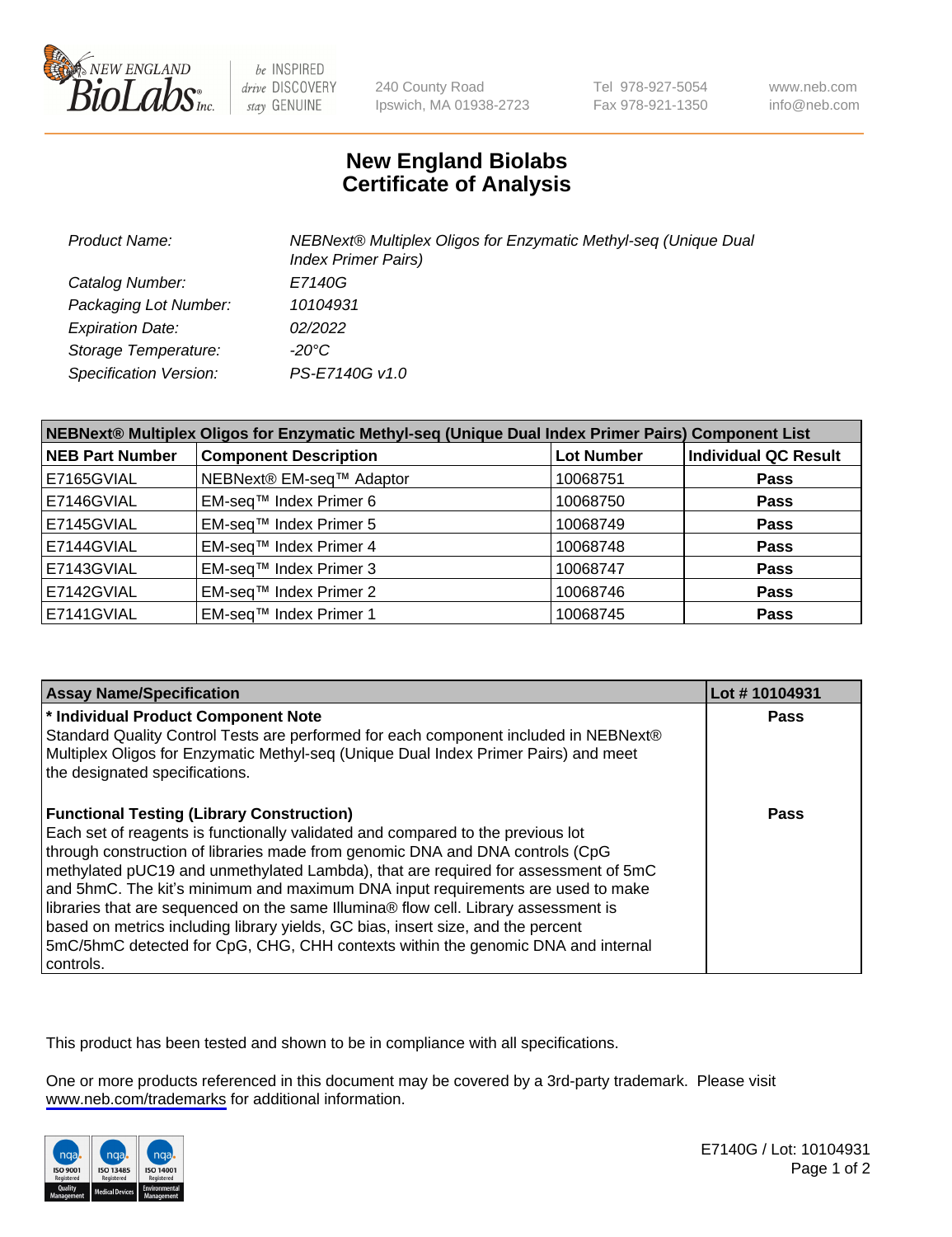# New England Biolabs
# Certificate of Analysis

| | |
|---|---|
| *Product Name:* | *NEBNext® Multiplex Oligos for Enzymatic Methyl-seq (Unique Dual Index Primer Pairs)* |
| *Catalog Number:* | *E7140G* |
| *Packaging Lot Number:* | *10104931* |
| *Expiration Date:* | *02/2022* |
| *Storage Temperature:* | *-20°C* |
| *Specification Version:* | *PS-E7140G v1.0* |

| NEBNext® Multiplex Oligos for Enzymatic Methyl-seq (Unique Dual Index Primer Pairs) Component List | | | |
|---|---|---|---|
| **NEB Part Number** | **Component Description** | **Lot Number** | **Individual QC Result** |
| E7165GVIAL | NEBNext® EM-seq™ Adaptor | 10068751 | **Pass** |
| E7146GVIAL | EM-seq™ Index Primer 6 | 10068750 | **Pass** |
| E7145GVIAL | EM-seq™ Index Primer 5 | 10068749 | **Pass** |
| E7144GVIAL | EM-seq™ Index Primer 4 | 10068748 | **Pass** |
| E7143GVIAL | EM-seq™ Index Primer 3 | 10068747 | **Pass** |
| E7142GVIAL | EM-seq™ Index Primer 2 | 10068746 | **Pass** |
| E7141GVIAL | EM-seq™ Index Primer 1 | 10068745 | **Pass** |

| Assay Name/Specification | Lot # 10104931 |
|---|---|
| **\* Individual Product Component Note**<br>Standard Quality Control Tests are performed for each component included in NEBNext® Multiplex Oligos for Enzymatic Methyl-seq (Unique Dual Index Primer Pairs) and meet the designated specifications. | **Pass** |
| **Functional Testing (Library Construction)**<br>Each set of reagents is functionally validated and compared to the previous lot through construction of libraries made from genomic DNA and DNA controls (CpG methylated pUC19 and unmethylated Lambda), that are required for assessment of 5mC and 5hmC. The kit's minimum and maximum DNA input requirements are used to make libraries that are sequenced on the same Illumina® flow cell. Library assessment is based on metrics including library yields, GC bias, insert size, and the percent 5mC/5hmC detected for CpG, CHG, CHH contexts within the genomic DNA and internal controls. | **Pass** |

This product has been tested and shown to be in compliance with all specifications.

One or more products referenced in this document may be covered by a 3rd-party trademark. Please visit www.neb.com/trademarks for additional information.

E7140G / Lot: 10104931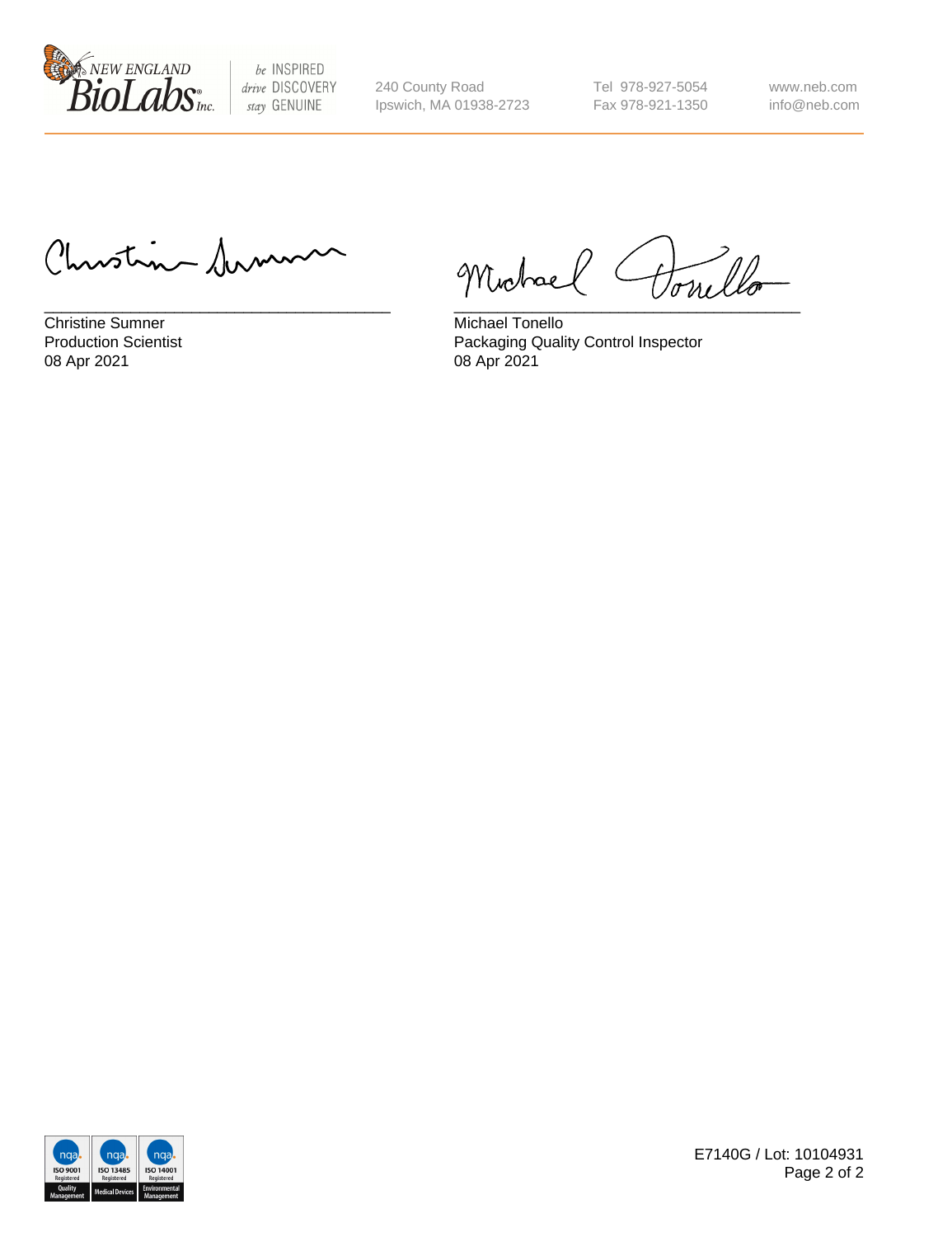Christine Sumner
Production Scientist
08 Apr 2021

Michael Tonello
Packaging Quality Control Inspector
08 Apr 2021

E7140G / Lot: 10104931